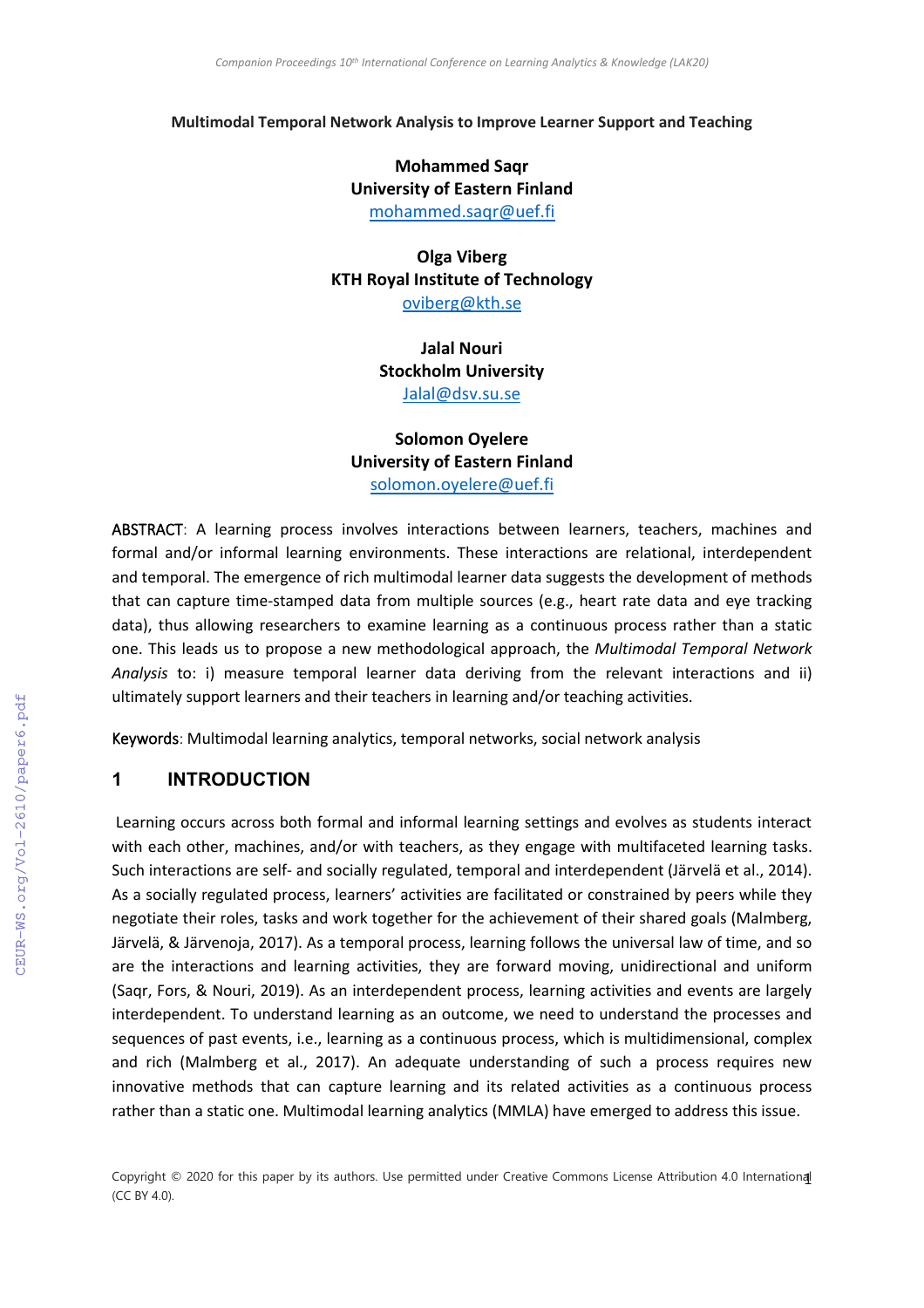**Multimodal Temporal Network Analysis to Improve Learner Support and Teaching**

**Mohammed Saqr**
**University of Eastern Finland**
mohammed.saqr@uef.fi

**Olga Viberg**
**KTH Royal Institute of Technology**
oviberg@kth.se

**Jalal Nouri**
**Stockholm University**
Jalal@dsv.su.se

**Solomon Oyelere**
**University of Eastern Finland**
solomon.oyelere@uef.fi

ABSTRACT: A learning process involves interactions between learners, teachers, machines and formal and/or informal learning environments. These interactions are relational, interdependent and temporal. The emergence of rich multimodal learner data suggests the development of methods that can capture time-stamped data from multiple sources (e.g., heart rate data and eye tracking data), thus allowing researchers to examine learning as a continuous process rather than a static one. This leads us to propose a new methodological approach, the *Multimodal Temporal Network Analysis* to: i) measure temporal learner data deriving from the relevant interactions and ii) ultimately support learners and their teachers in learning and/or teaching activities.

Keywords: Multimodal learning analytics, temporal networks, social network analysis

## 1 INTRODUCTION

Learning occurs across both formal and informal learning settings and evolves as students interact with each other, machines, and/or with teachers, as they engage with multifaceted learning tasks. Such interactions are self- and socially regulated, temporal and interdependent (Järvelä et al., 2014). As a socially regulated process, learners' activities are facilitated or constrained by peers while they negotiate their roles, tasks and work together for the achievement of their shared goals (Malmberg, Järvelä, & Järvenoja, 2017). As a temporal process, learning follows the universal law of time, and so are the interactions and learning activities, they are forward moving, unidirectional and uniform (Saqr, Fors, & Nouri, 2019). As an interdependent process, learning activities and events are largely interdependent. To understand learning as an outcome, we need to understand the processes and sequences of past events, i.e., learning as a continuous process, which is multidimensional, complex and rich (Malmberg et al., 2017). An adequate understanding of such a process requires new innovative methods that can capture learning and its related activities as a continuous process rather than a static one. Multimodal learning analytics (MMLA) have emerged to address this issue.

Copyright © 2020 for this paper by its authors. Use permitted under Creative Commons License Attribution 4.0 International (CC BY 4.0).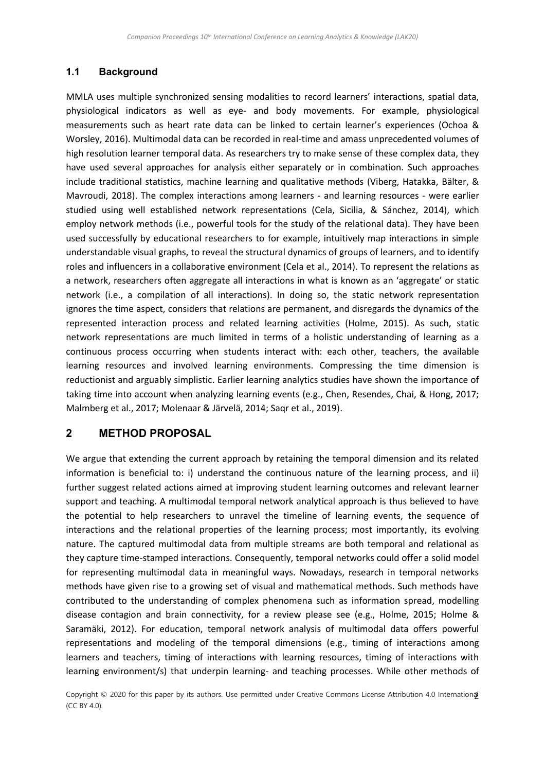### 1.1 Background

MMLA uses multiple synchronized sensing modalities to record learners' interactions, spatial data, physiological indicators as well as eye- and body movements. For example, physiological measurements such as heart rate data can be linked to certain learner's experiences (Ochoa & Worsley, 2016). Multimodal data can be recorded in real-time and amass unprecedented volumes of high resolution learner temporal data. As researchers try to make sense of these complex data, they have used several approaches for analysis either separately or in combination. Such approaches include traditional statistics, machine learning and qualitative methods (Viberg, Hatakka, Bälter, & Mavroudi, 2018). The complex interactions among learners - and learning resources - were earlier studied using well established network representations (Cela, Sicilia, & Sánchez, 2014), which employ network methods (i.e., powerful tools for the study of the relational data). They have been used successfully by educational researchers to for example, intuitively map interactions in simple understandable visual graphs, to reveal the structural dynamics of groups of learners, and to identify roles and influencers in a collaborative environment (Cela et al., 2014). To represent the relations as a network, researchers often aggregate all interactions in what is known as an 'aggregate' or static network (i.e., a compilation of all interactions). In doing so, the static network representation ignores the time aspect, considers that relations are permanent, and disregards the dynamics of the represented interaction process and related learning activities (Holme, 2015). As such, static network representations are much limited in terms of a holistic understanding of learning as a continuous process occurring when students interact with: each other, teachers, the available learning resources and involved learning environments. Compressing the time dimension is reductionist and arguably simplistic. Earlier learning analytics studies have shown the importance of taking time into account when analyzing learning events (e.g., Chen, Resendes, Chai, & Hong, 2017; Malmberg et al., 2017; Molenaar & Järvelä, 2014; Saqr et al., 2019).

## 2 METHOD PROPOSAL

We argue that extending the current approach by retaining the temporal dimension and its related information is beneficial to: i) understand the continuous nature of the learning process, and ii) further suggest related actions aimed at improving student learning outcomes and relevant learner support and teaching. A multimodal temporal network analytical approach is thus believed to have the potential to help researchers to unravel the timeline of learning events, the sequence of interactions and the relational properties of the learning process; most importantly, its evolving nature. The captured multimodal data from multiple streams are both temporal and relational as they capture time-stamped interactions. Consequently, temporal networks could offer a solid model for representing multimodal data in meaningful ways. Nowadays, research in temporal networks methods have given rise to a growing set of visual and mathematical methods. Such methods have contributed to the understanding of complex phenomena such as information spread, modelling disease contagion and brain connectivity, for a review please see (e.g., Holme, 2015; Holme & Saramäki, 2012). For education, temporal network analysis of multimodal data offers powerful representations and modeling of the temporal dimensions (e.g., timing of interactions among learners and teachers, timing of interactions with learning resources, timing of interactions with learning environment/s) that underpin learning- and teaching processes. While other methods of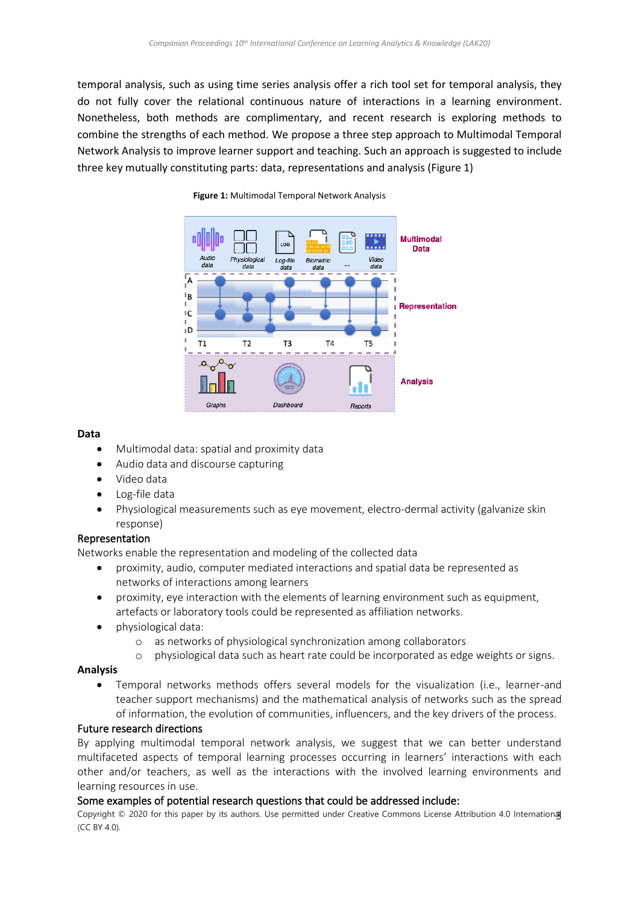temporal analysis, such as using time series analysis offer a rich tool set for temporal analysis, they do not fully cover the relational continuous nature of interactions in a learning environment. Nonetheless, both methods are complimentary, and recent research is exploring methods to combine the strengths of each method. We propose a three step approach to Multimodal Temporal Network Analysis to improve learner support and teaching. Such an approach is suggested to include three key mutually constituting parts: data, representations and analysis (Figure 1)

**Figure 1:** Multimodal Temporal Network Analysis

### Data

- Multimodal data: spatial and proximity data
- Audio data and discourse capturing
- Video data
- Log-file data
- Physiological measurements such as eye movement, electro-dermal activity (galvanize skin response)

### Representation

Networks enable the representation and modeling of the collected data

- proximity, audio, computer mediated interactions and spatial data be represented as networks of interactions among learners
- proximity, eye interaction with the elements of learning environment such as equipment, artefacts or laboratory tools could be represented as affiliation networks.
- physiological data:
    - as networks of physiological synchronization among collaborators
    - physiological data such as heart rate could be incorporated as edge weights or signs.

### Analysis

- Temporal networks methods offers several models for the visualization (i.e., learner-and teacher support mechanisms) and the mathematical analysis of networks such as the spread of information, the evolution of communities, influencers, and the key drivers of the process.

### Future research directions

By applying multimodal temporal network analysis, we suggest that we can better understand multifaceted aspects of temporal learning processes occurring in learners' interactions with each other and/or teachers, as well as the interactions with the involved learning environments and learning resources in use.

### Some examples of potential research questions that could be addressed include:

Copyright © 2020 for this paper by its authors. Use permitted under Creative Commons License Attribution 4.0 International (CC BY 4.0).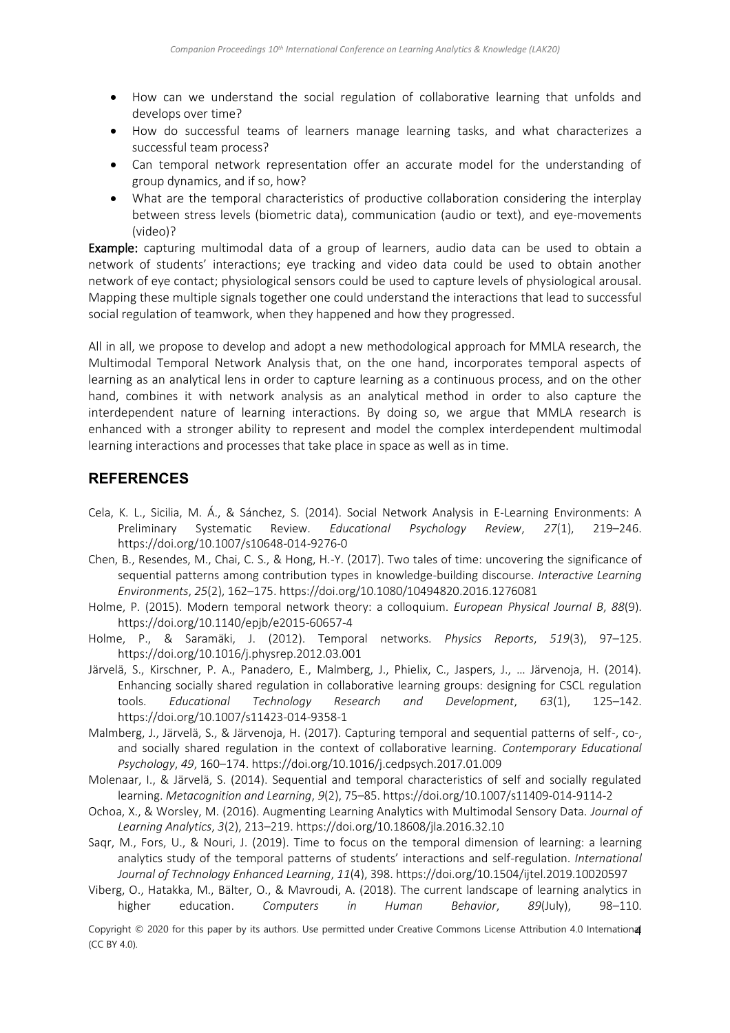- How can we understand the social regulation of collaborative learning that unfolds and develops over time?
- How do successful teams of learners manage learning tasks, and what characterizes a successful team process?
- Can temporal network representation offer an accurate model for the understanding of group dynamics, and if so, how?
- What are the temporal characteristics of productive collaboration considering the interplay between stress levels (biometric data), communication (audio or text), and eye-movements (video)?

**Example:** capturing multimodal data of a group of learners, audio data can be used to obtain a network of students' interactions; eye tracking and video data could be used to obtain another network of eye contact; physiological sensors could be used to capture levels of physiological arousal. Mapping these multiple signals together one could understand the interactions that lead to successful social regulation of teamwork, when they happened and how they progressed.

All in all, we propose to develop and adopt a new methodological approach for MMLA research, the Multimodal Temporal Network Analysis that, on the one hand, incorporates temporal aspects of learning as an analytical lens in order to capture learning as a continuous process, and on the other hand, combines it with network analysis as an analytical method in order to also capture the interdependent nature of learning interactions. By doing so, we argue that MMLA research is enhanced with a stronger ability to represent and model the complex interdependent multimodal learning interactions and processes that take place in space as well as in time.

## REFERENCES

Cela, K. L., Sicilia, M. Á., & Sánchez, S. (2014). Social Network Analysis in E-Learning Environments: A Preliminary Systematic Review. *Educational Psychology Review*, *27*(1), 219–246. https://doi.org/10.1007/s10648-014-9276-0

Chen, B., Resendes, M., Chai, C. S., & Hong, H.-Y. (2017). Two tales of time: uncovering the significance of sequential patterns among contribution types in knowledge-building discourse. *Interactive Learning Environments*, *25*(2), 162–175. https://doi.org/10.1080/10494820.2016.1276081

Holme, P. (2015). Modern temporal network theory: a colloquium. *European Physical Journal B*, *88*(9). https://doi.org/10.1140/epjb/e2015-60657-4

Holme, P., & Saramäki, J. (2012). Temporal networks. *Physics Reports*, *519*(3), 97–125. https://doi.org/10.1016/j.physrep.2012.03.001

Järvelä, S., Kirschner, P. A., Panadero, E., Malmberg, J., Phielix, C., Jaspers, J., … Järvenoja, H. (2014). Enhancing socially shared regulation in collaborative learning groups: designing for CSCL regulation tools. *Educational Technology Research and Development*, *63*(1), 125–142. https://doi.org/10.1007/s11423-014-9358-1

Malmberg, J., Järvelä, S., & Järvenoja, H. (2017). Capturing temporal and sequential patterns of self-, co-, and socially shared regulation in the context of collaborative learning. *Contemporary Educational Psychology*, *49*, 160–174. https://doi.org/10.1016/j.cedpsych.2017.01.009

Molenaar, I., & Järvelä, S. (2014). Sequential and temporal characteristics of self and socially regulated learning. *Metacognition and Learning*, *9*(2), 75–85. https://doi.org/10.1007/s11409-014-9114-2

Ochoa, X., & Worsley, M. (2016). Augmenting Learning Analytics with Multimodal Sensory Data. *Journal of Learning Analytics*, *3*(2), 213–219. https://doi.org/10.18608/jla.2016.32.10

Saqr, M., Fors, U., & Nouri, J. (2019). Time to focus on the temporal dimension of learning: a learning analytics study of the temporal patterns of students' interactions and self-regulation. *International Journal of Technology Enhanced Learning*, *11*(4), 398. https://doi.org/10.1504/ijtel.2019.10020597

Viberg, O., Hatakka, M., Bälter, O., & Mavroudi, A. (2018). The current landscape of learning analytics in higher education. *Computers in Human Behavior*, *89*(July), 98–110.

Copyright © 2020 for this paper by its authors. Use permitted under Creative Commons License Attribution 4.0 International (CC BY 4.0).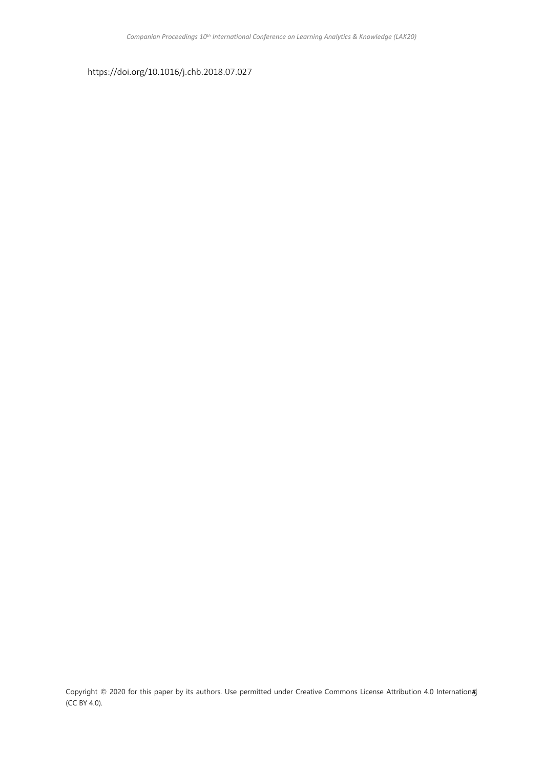https://doi.org/10.1016/j.chb.2018.07.027